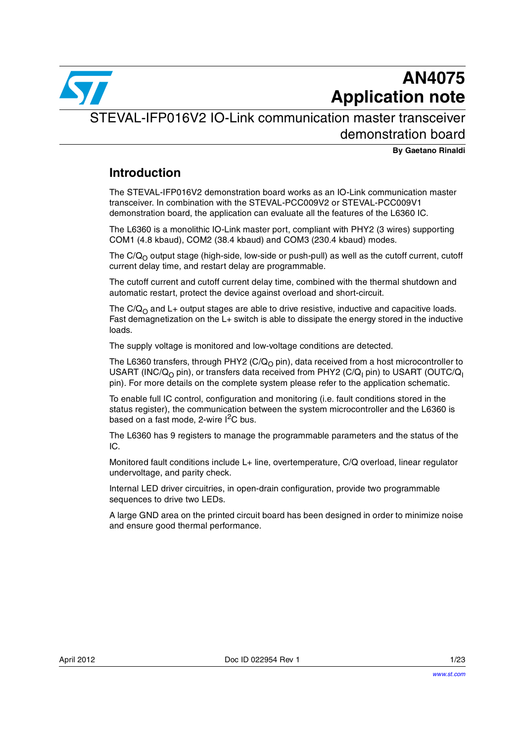# AN4075
# Application note

## STEVAL-IFP016V2 IO-Link communication master transceiver demonstration board

**By Gaetano Rinaldi**

## Introduction

The STEVAL-IFP016V2 demonstration board works as an IO-Link communication master transceiver. In combination with the STEVAL-PCC009V2 or STEVAL-PCC009V1 demonstration board, the application can evaluate all the features of the L6360 IC.

The L6360 is a monolithic IO-Link master port, compliant with PHY2 (3 wires) supporting COM1 (4.8 kbaud), COM2 (38.4 kbaud) and COM3 (230.4 kbaud) modes.

The $C/Q_O$ output stage (high-side, low-side or push-pull) as well as the cutoff current, cutoff current delay time, and restart delay are programmable.

The cutoff current and cutoff current delay time, combined with the thermal shutdown and automatic restart, protect the device against overload and short-circuit.

The $C/Q_O$ and L+ output stages are able to drive resistive, inductive and capacitive loads. Fast demagnetization on the L+ switch is able to dissipate the energy stored in the inductive loads.

The supply voltage is monitored and low-voltage conditions are detected.

The L6360 transfers, through PHY2 ($C/Q_O$ pin), data received from a host microcontroller to USART ($INC/Q_O$ pin), or transfers data received from PHY2 ($C/Q_I$ pin) to USART ($OUTC/Q_I$ pin). For more details on the complete system please refer to the application schematic.

To enable full IC control, configuration and monitoring (i.e. fault conditions stored in the status register), the communication between the system microcontroller and the L6360 is based on a fast mode, 2-wire $I^2C$ bus.

The L6360 has 9 registers to manage the programmable parameters and the status of the IC.

Monitored fault conditions include L+ line, overtemperature, C/Q overload, linear regulator undervoltage, and parity check.

Internal LED driver circuitries, in open-drain configuration, provide two programmable sequences to drive two LEDs.

A large GND area on the printed circuit board has been designed in order to minimize noise and ensure good thermal performance.

April 2012 Doc ID 022954 Rev 1

www.st.com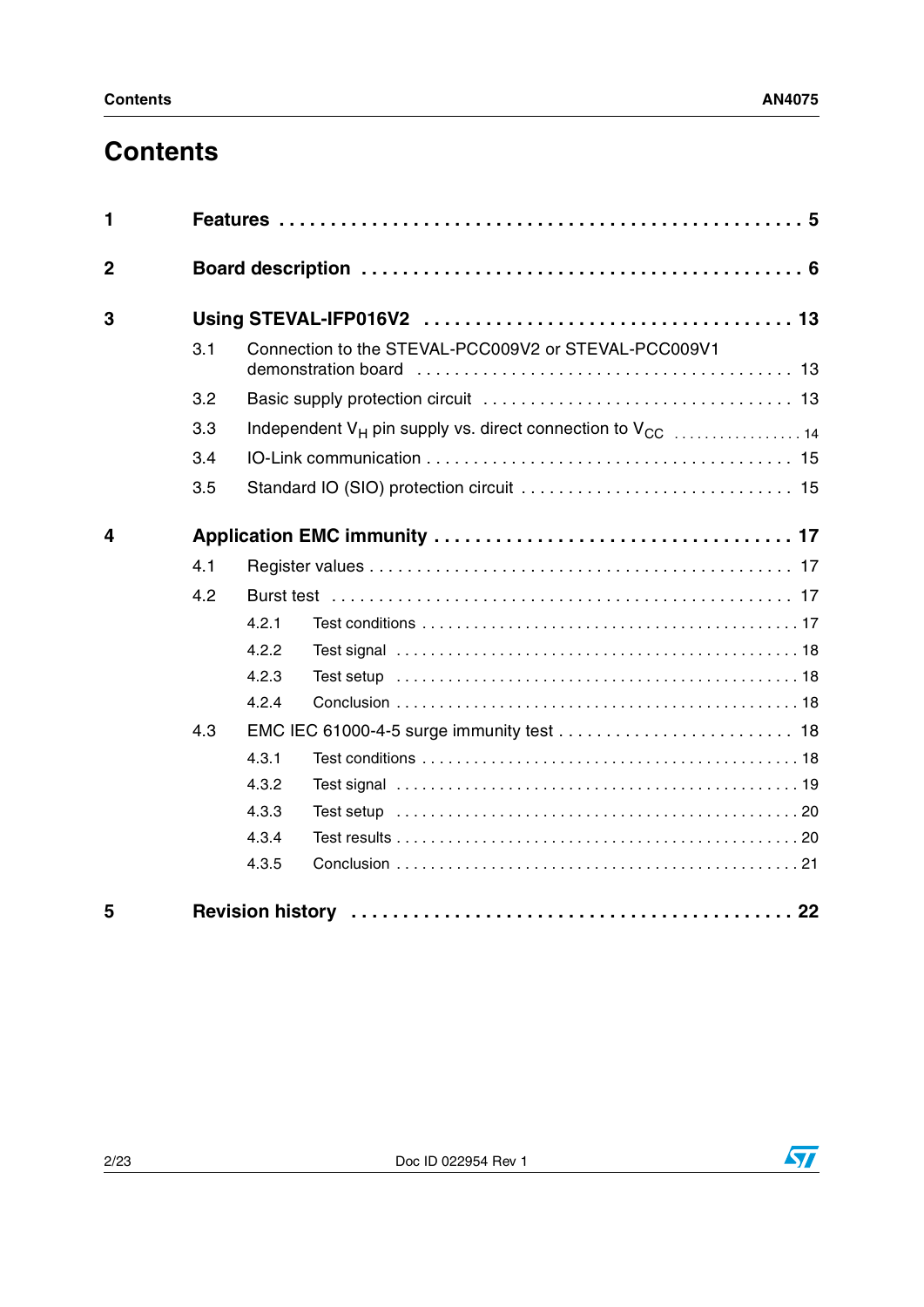# Contents

| | | |
|---|---|---|
| **1** | **Features** | **5** |
| **2** | **Board description** | **6** |
| **3** | **Using STEVAL-IFP016V2** | **13** |
| | 3.1 Connection to the STEVAL-PCC009V2 or STEVAL-PCC009V1 demonstration board | 13 |
| | 3.2 Basic supply protection circuit | 13 |
| | 3.3 Independent $V_H$ pin supply vs. direct connection to $V_{CC}$ | 14 |
| | 3.4 IO-Link communication | 15 |
| | 3.5 Standard IO (SIO) protection circuit | 15 |
| **4** | **Application EMC immunity** | **17** |
| | 4.1 Register values | 17 |
| | 4.2 Burst test | 17 |
| | 4.2.1 Test conditions | 17 |
| | 4.2.2 Test signal | 18 |
| | 4.2.3 Test setup | 18 |
| | 4.2.4 Conclusion | 18 |
| | 4.3 EMC IEC 61000-4-5 surge immunity test | 18 |
| | 4.3.1 Test conditions | 18 |
| | 4.3.2 Test signal | 19 |
| | 4.3.3 Test setup | 20 |
| | 4.3.4 Test results | 20 |
| | 4.3.5 Conclusion | 21 |
| **5** | **Revision history** | **22** |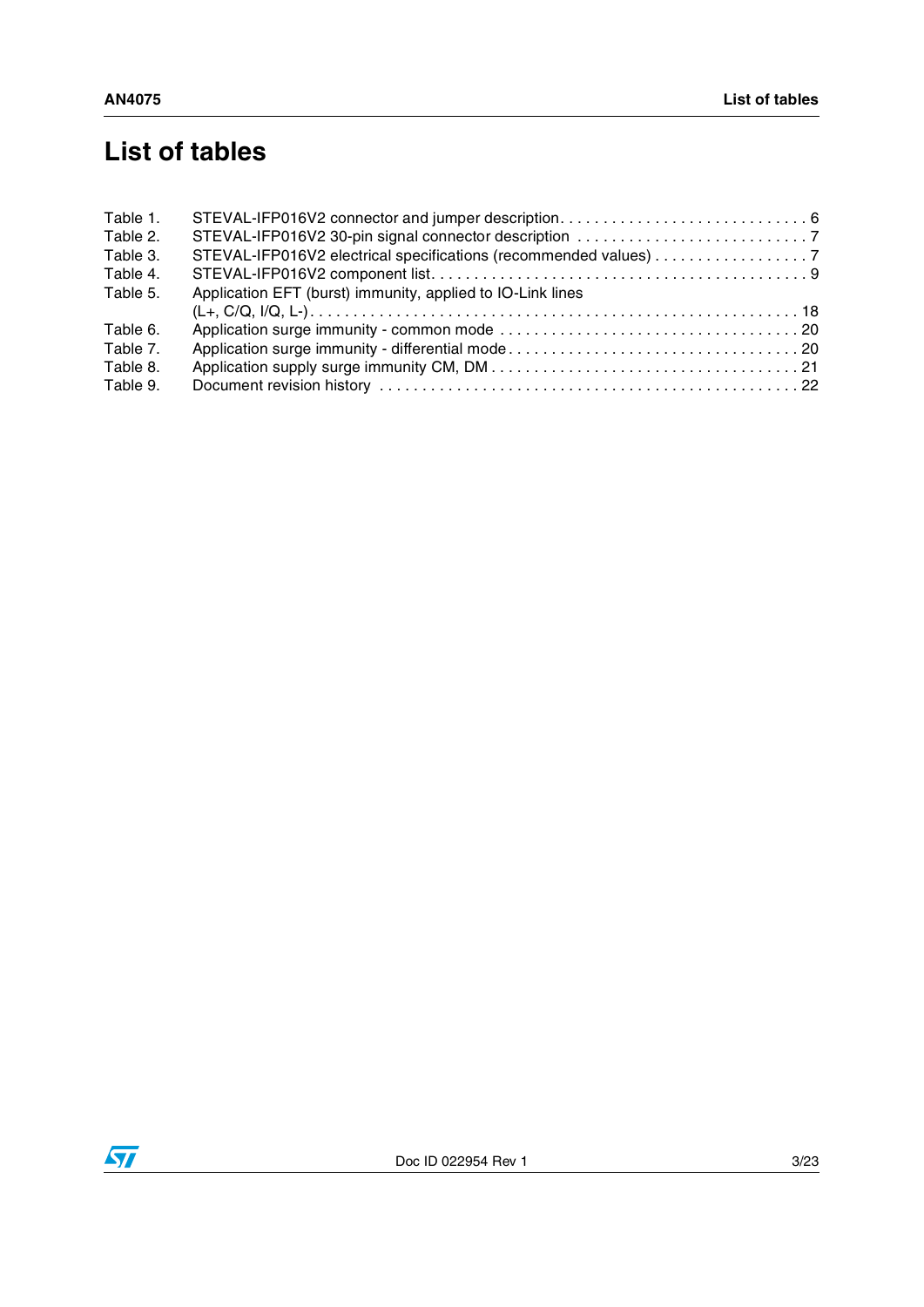# List of tables

Table 1. STEVAL-IFP016V2 connector and jumper description . . . . . . . . . . . . . . . . . . . . . . . . . . . . . 6
Table 2. STEVAL-IFP016V2 30-pin signal connector description . . . . . . . . . . . . . . . . . . . . . . . . . . . 7
Table 3. STEVAL-IFP016V2 electrical specifications (recommended values) . . . . . . . . . . . . . . . . . . 7
Table 4. STEVAL-IFP016V2 component list . . . . . . . . . . . . . . . . . . . . . . . . . . . . . . . . . . . . . . . . . . . 9
Table 5. Application EFT (burst) immunity, applied to IO-Link lines (L+, C/Q, I/Q, L-) . . . . . . . . . . . . . . . . . . . . . . . . . . . . . . . . . . . . . . . . . . . . . . . . . . . . . . . . . 18
Table 6. Application surge immunity - common mode . . . . . . . . . . . . . . . . . . . . . . . . . . . . . . . . . . . 20
Table 7. Application surge immunity - differential mode . . . . . . . . . . . . . . . . . . . . . . . . . . . . . . . . . 20
Table 8. Application supply surge immunity CM, DM . . . . . . . . . . . . . . . . . . . . . . . . . . . . . . . . . . . 21
Table 9. Document revision history . . . . . . . . . . . . . . . . . . . . . . . . . . . . . . . . . . . . . . . . . . . . . . . . 22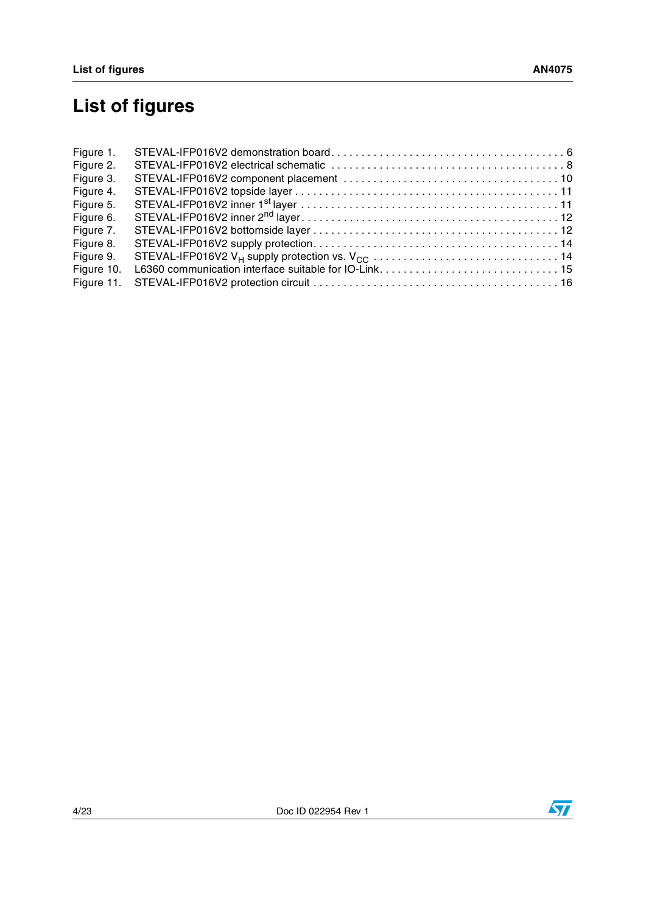# List of figures

Figure 1. STEVAL-IFP016V2 demonstration board . . . . . . . . . . . . . . . . . . . . . . . . . . . . . . . . . . . . . . 6
Figure 2. STEVAL-IFP016V2 electrical schematic . . . . . . . . . . . . . . . . . . . . . . . . . . . . . . . . . . . . . 8
Figure 3. STEVAL-IFP016V2 component placement . . . . . . . . . . . . . . . . . . . . . . . . . . . . . . . . . . 10
Figure 4. STEVAL-IFP016V2 topside layer . . . . . . . . . . . . . . . . . . . . . . . . . . . . . . . . . . . . . . . . . 11
Figure 5. STEVAL-IFP016V2 inner 1st layer . . . . . . . . . . . . . . . . . . . . . . . . . . . . . . . . . . . . . . . . 11
Figure 6. STEVAL-IFP016V2 inner 2nd layer . . . . . . . . . . . . . . . . . . . . . . . . . . . . . . . . . . . . . . . . 12
Figure 7. STEVAL-IFP016V2 bottomside layer . . . . . . . . . . . . . . . . . . . . . . . . . . . . . . . . . . . . . . 12
Figure 8. STEVAL-IFP016V2 supply protection . . . . . . . . . . . . . . . . . . . . . . . . . . . . . . . . . . . . . . 14
Figure 9. STEVAL-IFP016V2 $V_H$ supply protection vs. $V_{CC}$ . . . . . . . . . . . . . . . . . . . . . . . . . . . . . . 14
Figure 10. L6360 communication interface suitable for IO-Link . . . . . . . . . . . . . . . . . . . . . . . . . . . . . 15
Figure 11. STEVAL-IFP016V2 protection circuit . . . . . . . . . . . . . . . . . . . . . . . . . . . . . . . . . . . . . . 16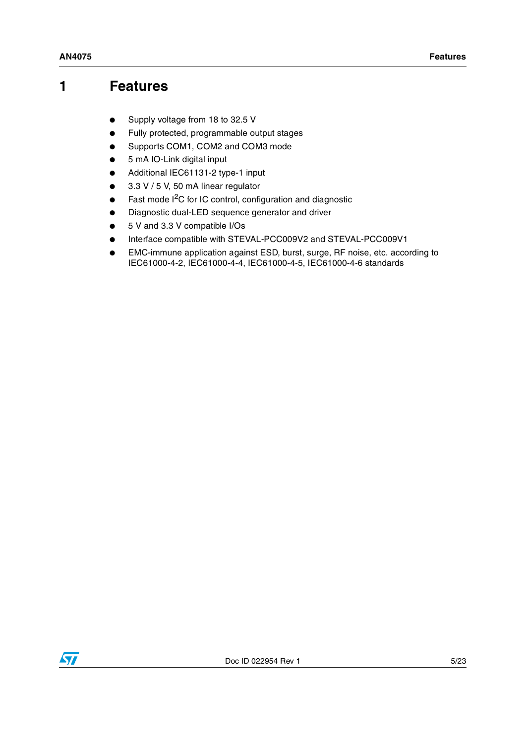# 1 Features

- Supply voltage from 18 to 32.5 V
- Fully protected, programmable output stages
- Supports COM1, COM2 and COM3 mode
- 5 mA IO-Link digital input
- Additional IEC61131-2 type-1 input
- 3.3 V / 5 V, 50 mA linear regulator
- Fast mode $I^2C$ for IC control, configuration and diagnostic
- Diagnostic dual-LED sequence generator and driver
- 5 V and 3.3 V compatible I/Os
- Interface compatible with STEVAL-PCC009V2 and STEVAL-PCC009V1
- EMC-immune application against ESD, burst, surge, RF noise, etc. according to IEC61000-4-2, IEC61000-4-4, IEC61000-4-5, IEC61000-4-6 standards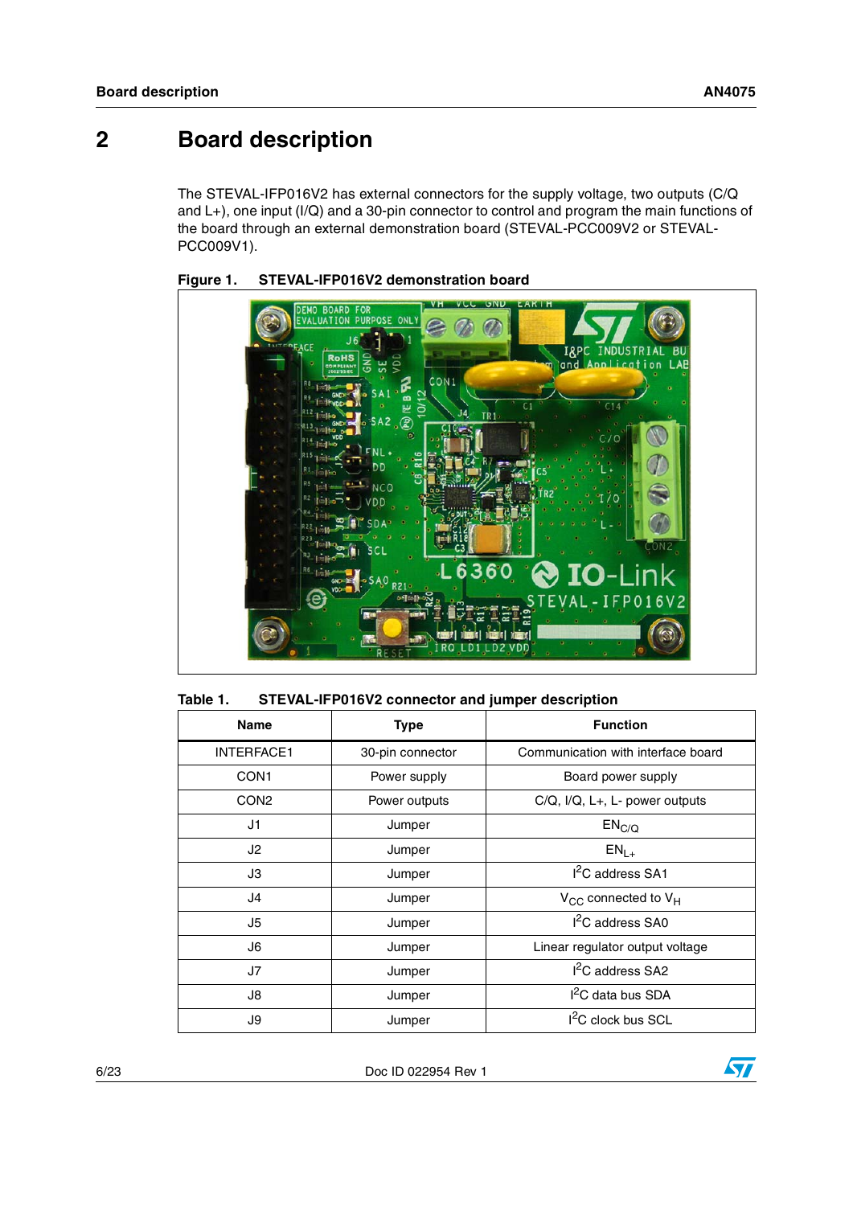# 2 Board description

The STEVAL-IFP016V2 has external connectors for the supply voltage, two outputs (C/Q and L+), one input (I/Q) and a 30-pin connector to control and program the main functions of the board through an external demonstration board (STEVAL-PCC009V2 or STEVAL-PCC009V1).

**Figure 1. STEVAL-IFP016V2 demonstration board**

**Table 1. STEVAL-IFP016V2 connector and jumper description**

| Name | Type | Function |
|---|---|---|
| INTERFACE1 | 30-pin connector | Communication with interface board |
| CON1 | Power supply | Board power supply |
| CON2 | Power outputs | C/Q, I/Q, L+, L- power outputs |
| J1 | Jumper | $EN_{C/Q}$ |
| J2 | Jumper | $EN_{L+}$ |
| J3 | Jumper | $I^2C$ address SA1 |
| J4 | Jumper | $V_{CC}$ connected to $V_H$ |
| J5 | Jumper | $I^2C$ address SA0 |
| J6 | Jumper | Linear regulator output voltage |
| J7 | Jumper | $I^2C$ address SA2 |
| J8 | Jumper | $I^2C$ data bus SDA |
| J9 | Jumper | $I^2C$ clock bus SCL |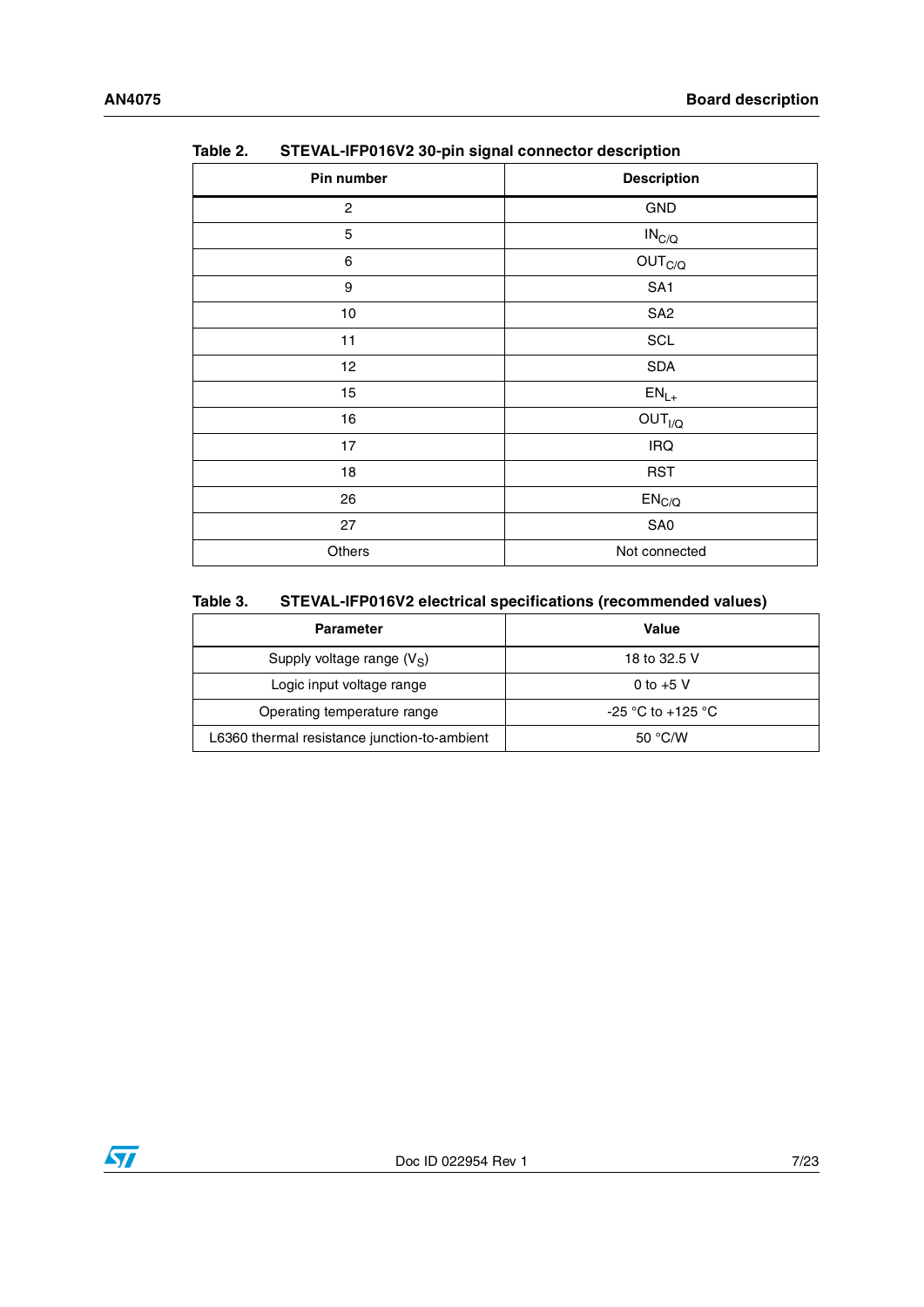Table 2. STEVAL-IFP016V2 30-pin signal connector description

| Pin number | Description |
| --- | --- |
| 2 | GND |
| 5 | $IN_{C/Q}$ |
| 6 | $OUT_{C/Q}$ |
| 9 | SA1 |
| 10 | SA2 |
| 11 | SCL |
| 12 | SDA |
| 15 | $EN_{L+}$ |
| 16 | $OUT_{I/Q}$ |
| 17 | IRQ |
| 18 | RST |
| 26 | $EN_{C/Q}$ |
| 27 | SA0 |
| Others | Not connected |

Table 3. STEVAL-IFP016V2 electrical specifications (recommended values)

| Parameter | Value |
| --- | --- |
| Supply voltage range ($V_S$) | 18 to 32.5 V |
| Logic input voltage range | 0 to +5 V |
| Operating temperature range | -25 °C to +125 °C |
| L6360 thermal resistance junction-to-ambient | 50 °C/W |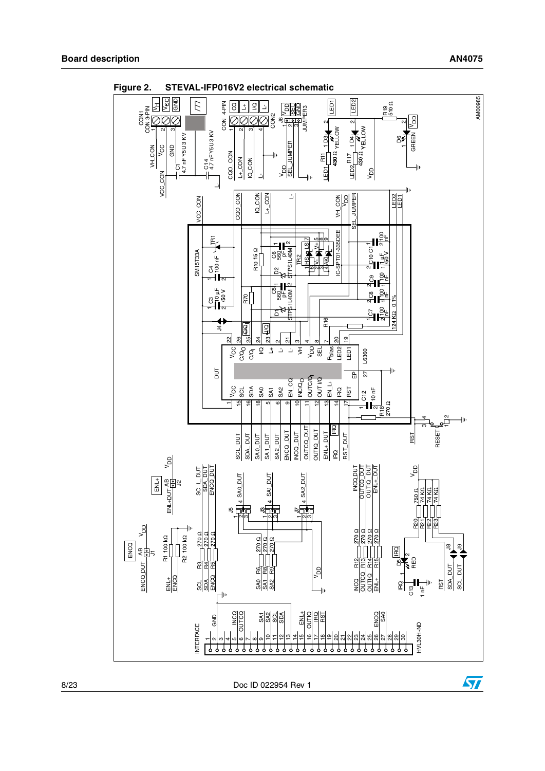**Figure 2. STEVAL-IFP016V2 electrical schematic**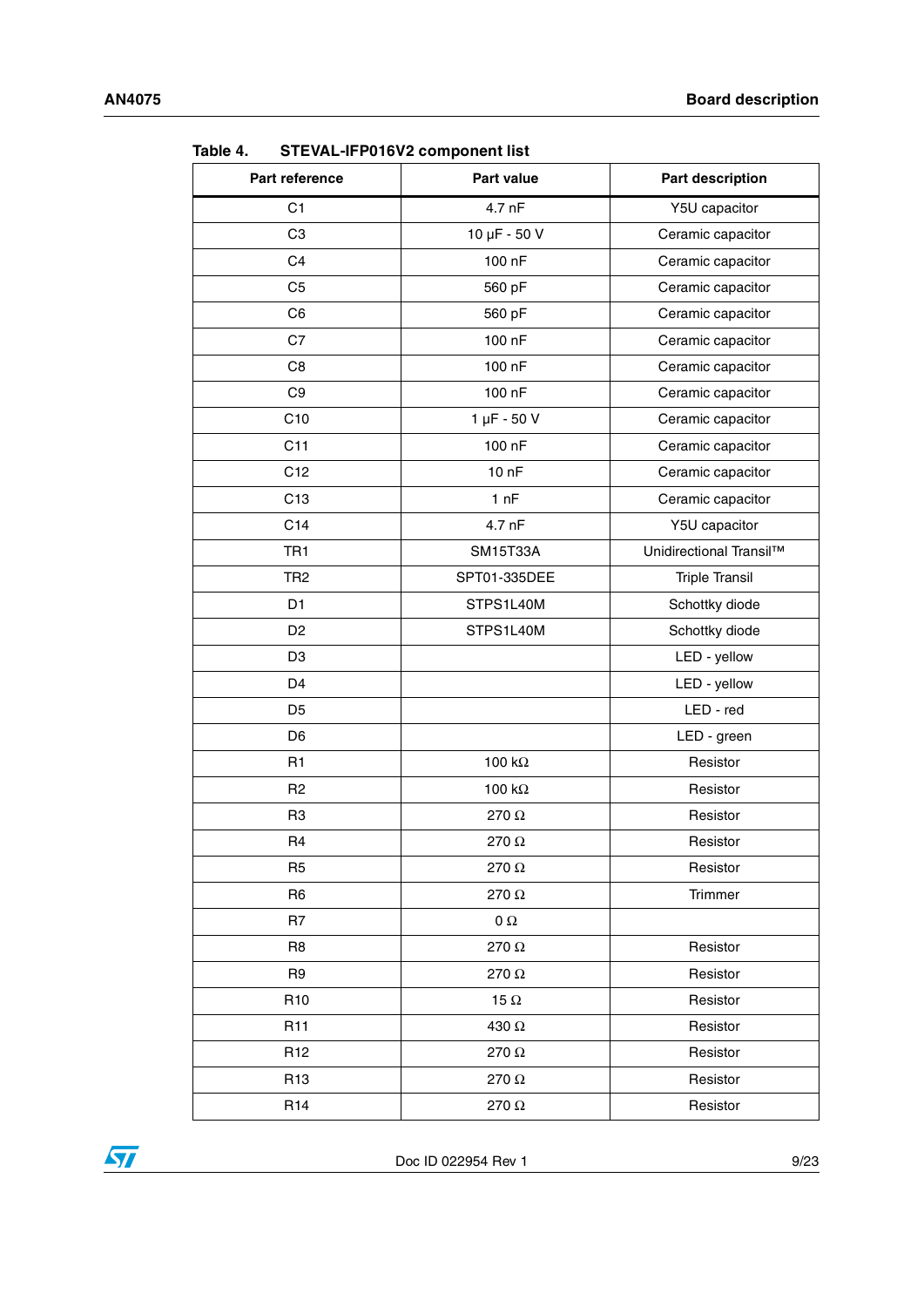Table 4. STEVAL-IFP016V2 component list

| Part reference | Part value | Part description |
|---|---|---|
| C1 | 4.7 nF | Y5U capacitor |
| C3 | 10 µF - 50 V | Ceramic capacitor |
| C4 | 100 nF | Ceramic capacitor |
| C5 | 560 pF | Ceramic capacitor |
| C6 | 560 pF | Ceramic capacitor |
| C7 | 100 nF | Ceramic capacitor |
| C8 | 100 nF | Ceramic capacitor |
| C9 | 100 nF | Ceramic capacitor |
| C10 | 1 µF - 50 V | Ceramic capacitor |
| C11 | 100 nF | Ceramic capacitor |
| C12 | 10 nF | Ceramic capacitor |
| C13 | 1 nF | Ceramic capacitor |
| C14 | 4.7 nF | Y5U capacitor |
| TR1 | SM15T33A | Unidirectional Transil™ |
| TR2 | SPT01-335DEE | Triple Transil |
| D1 | STPS1L40M | Schottky diode |
| D2 | STPS1L40M | Schottky diode |
| D3 | | LED - yellow |
| D4 | | LED - yellow |
| D5 | | LED - red |
| D6 | | LED - green |
| R1 | 100 kΩ | Resistor |
| R2 | 100 kΩ | Resistor |
| R3 | 270 Ω | Resistor |
| R4 | 270 Ω | Resistor |
| R5 | 270 Ω | Resistor |
| R6 | 270 Ω | Trimmer |
| R7 | 0 Ω | |
| R8 | 270 Ω | Resistor |
| R9 | 270 Ω | Resistor |
| R10 | 15 Ω | Resistor |
| R11 | 430 Ω | Resistor |
| R12 | 270 Ω | Resistor |
| R13 | 270 Ω | Resistor |
| R14 | 270 Ω | Resistor |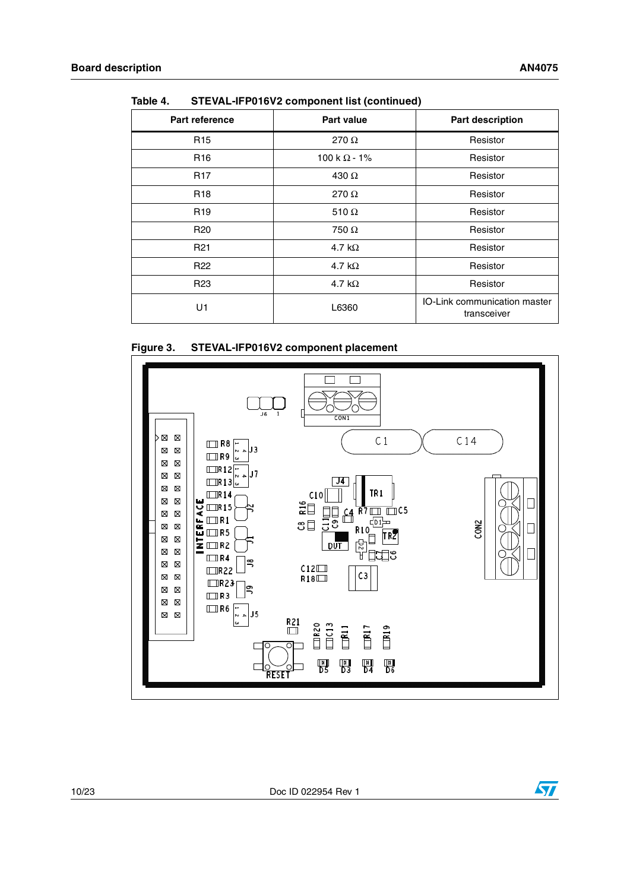Table 4. STEVAL-IFP016V2 component list (continued)

| Part reference | Part value | Part description |
|---|---|---|
| R15 | 270 Ω | Resistor |
| R16 | 100 k Ω - 1% | Resistor |
| R17 | 430 Ω | Resistor |
| R18 | 270 Ω | Resistor |
| R19 | 510 Ω | Resistor |
| R20 | 750 Ω | Resistor |
| R21 | 4.7 kΩ | Resistor |
| R22 | 4.7 kΩ | Resistor |
| R23 | 4.7 kΩ | Resistor |
| U1 | L6360 | IO-Link communication master transceiver |

Figure 3. STEVAL-IFP016V2 component placement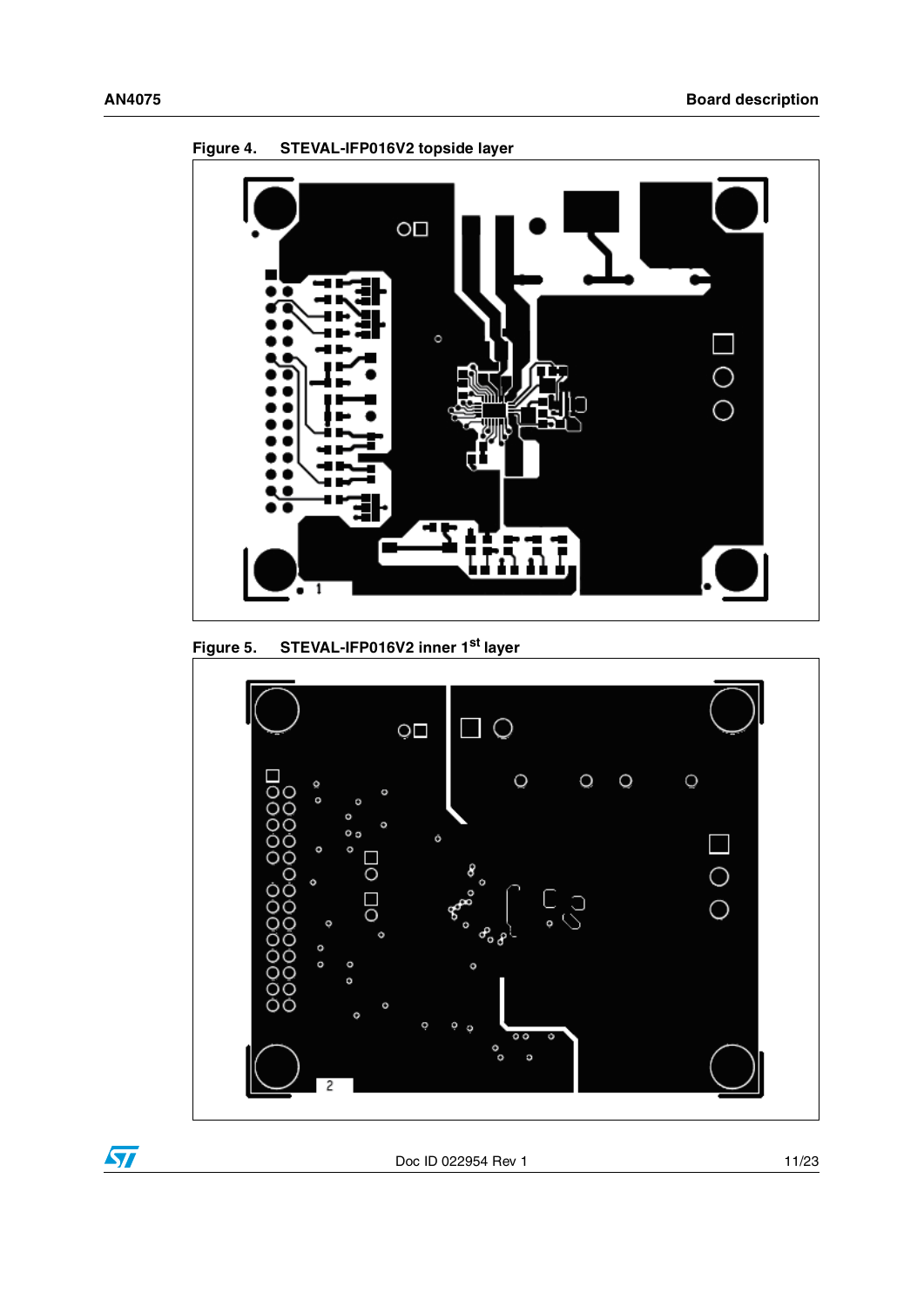Figure 4. STEVAL-IFP016V2 topside layer

Figure 5. STEVAL-IFP016V2 inner 1st layer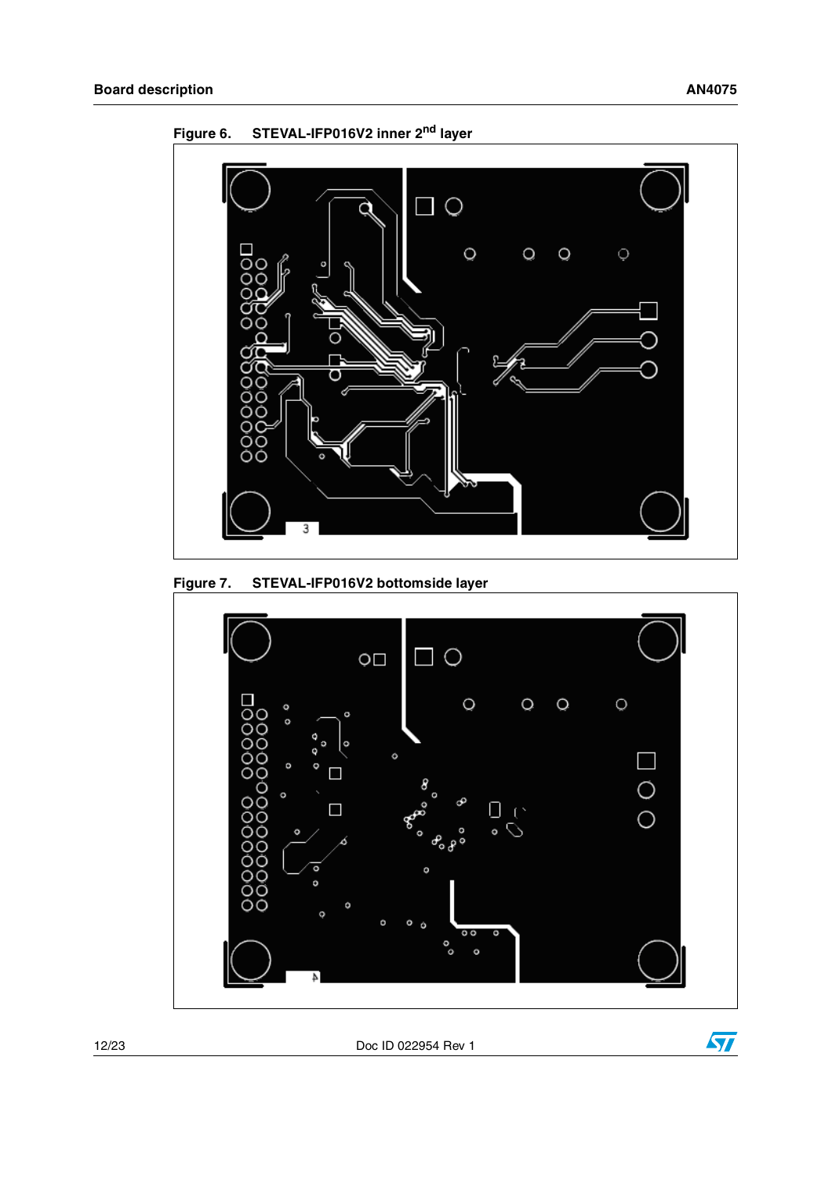Figure 6. STEVAL-IFP016V2 inner 2nd layer

Figure 7. STEVAL-IFP016V2 bottomside layer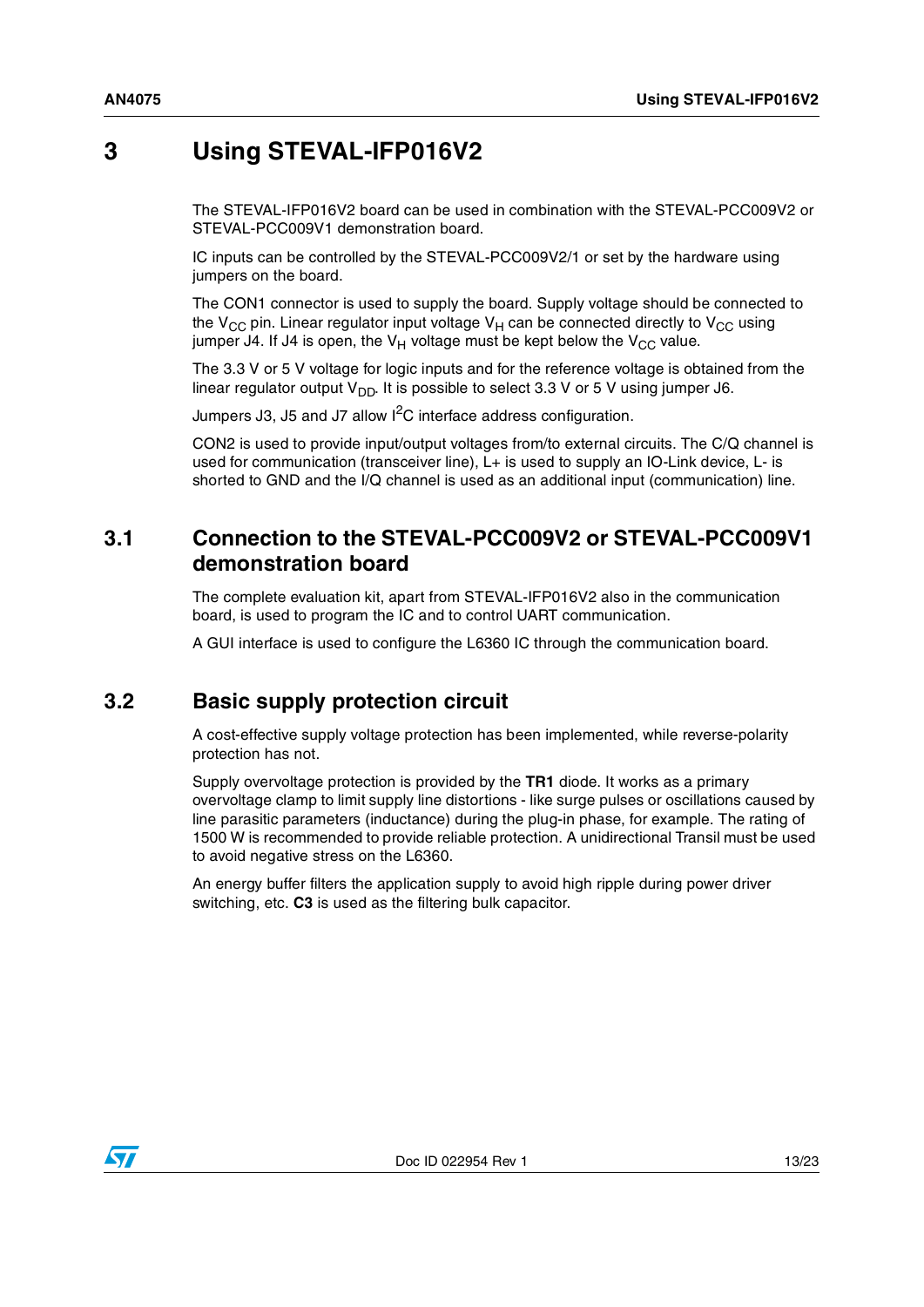# 3 Using STEVAL-IFP016V2

The STEVAL-IFP016V2 board can be used in combination with the STEVAL-PCC009V2 or STEVAL-PCC009V1 demonstration board.

IC inputs can be controlled by the STEVAL-PCC009V2/1 or set by the hardware using jumpers on the board.

The CON1 connector is used to supply the board. Supply voltage should be connected to the $V_{CC}$ pin. Linear regulator input voltage $V_H$ can be connected directly to $V_{CC}$ using jumper J4. If J4 is open, the $V_H$ voltage must be kept below the $V_{CC}$ value.

The 3.3 V or 5 V voltage for logic inputs and for the reference voltage is obtained from the linear regulator output $V_{DD}$. It is possible to select 3.3 V or 5 V using jumper J6.

Jumpers J3, J5 and J7 allow $I^2C$ interface address configuration.

CON2 is used to provide input/output voltages from/to external circuits. The C/Q channel is used for communication (transceiver line), L+ is used to supply an IO-Link device, L- is shorted to GND and the I/Q channel is used as an additional input (communication) line.

## 3.1 Connection to the STEVAL-PCC009V2 or STEVAL-PCC009V1 demonstration board

The complete evaluation kit, apart from STEVAL-IFP016V2 also in the communication board, is used to program the IC and to control UART communication.

A GUI interface is used to configure the L6360 IC through the communication board.

## 3.2 Basic supply protection circuit

A cost-effective supply voltage protection has been implemented, while reverse-polarity protection has not.

Supply overvoltage protection is provided by the **TR1** diode. It works as a primary overvoltage clamp to limit supply line distortions - like surge pulses or oscillations caused by line parasitic parameters (inductance) during the plug-in phase, for example. The rating of 1500 W is recommended to provide reliable protection. A unidirectional Transil must be used to avoid negative stress on the L6360.

An energy buffer filters the application supply to avoid high ripple during power driver switching, etc. **C3** is used as the filtering bulk capacitor.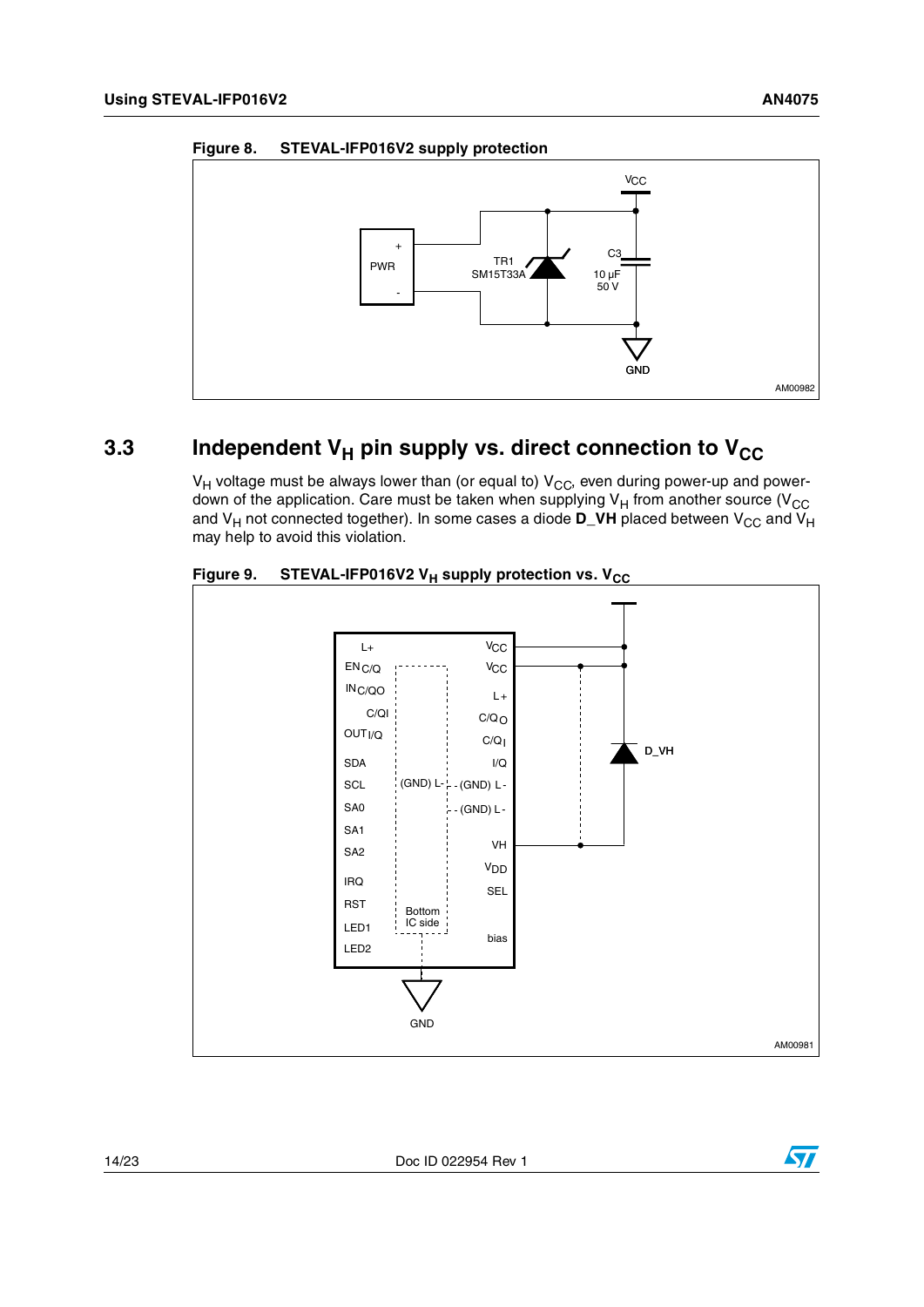**Figure 8. STEVAL-IFP016V2 supply protection**

## 3.3 Independent $V_H$ pin supply vs. direct connection to $V_{CC}$

$V_H$ voltage must be always lower than (or equal to) $V_{CC}$, even during power-up and power-down of the application. Care must be taken when supplying $V_H$ from another source ($V_{CC}$ and $V_H$ not connected together). In some cases a diode **D_VH** placed between $V_{CC}$ and $V_H$ may help to avoid this violation.

**Figure 9. STEVAL-IFP016V2 $V_H$ supply protection vs. $V_{CC}$**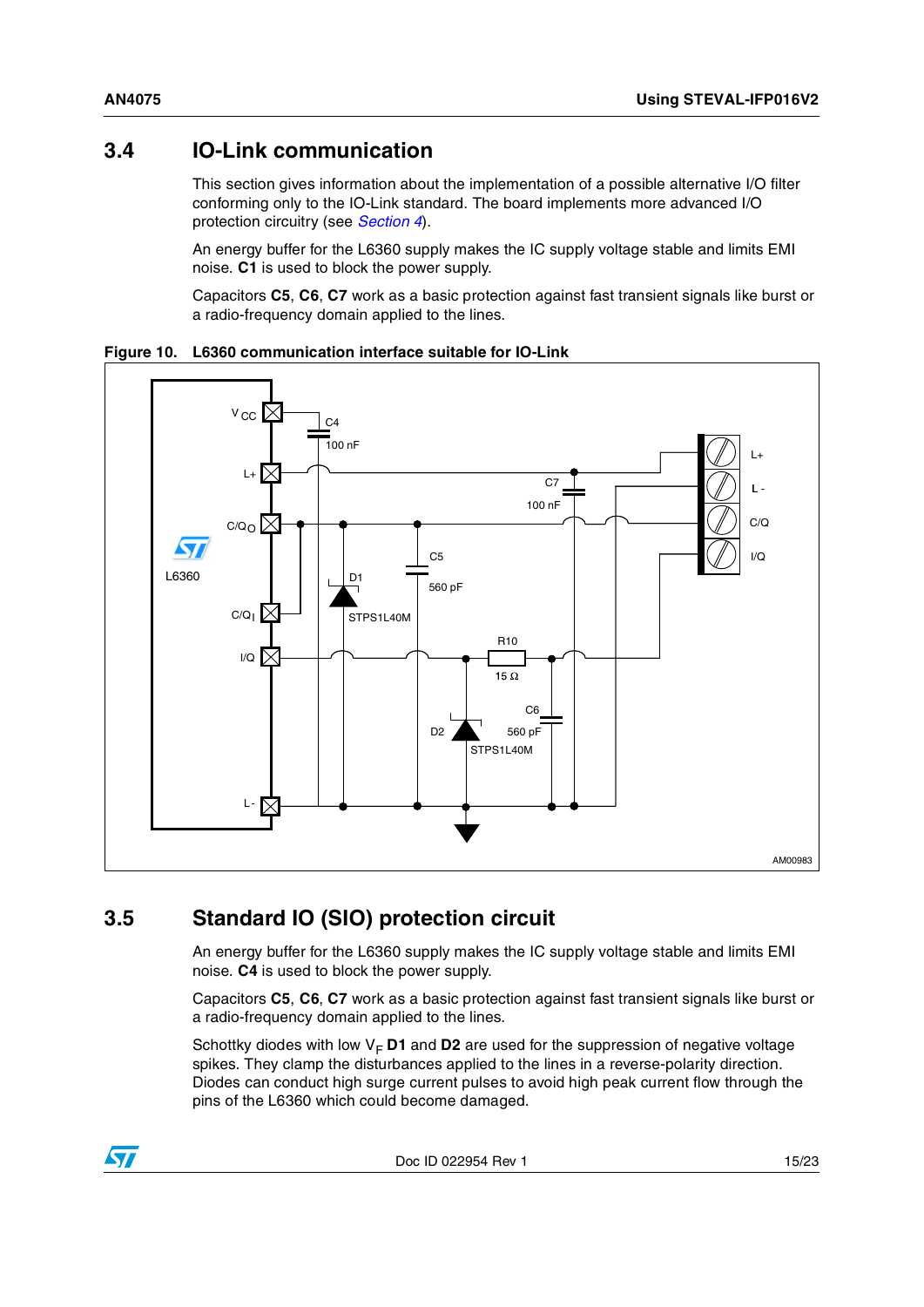## 3.4 IO-Link communication

This section gives information about the implementation of a possible alternative I/O filter conforming only to the IO-Link standard. The board implements more advanced I/O protection circuitry (see *Section 4*).

An energy buffer for the L6360 supply makes the IC supply voltage stable and limits EMI noise. **C1** is used to block the power supply.

Capacitors **C5**, **C6**, **C7** work as a basic protection against fast transient signals like burst or a radio-frequency domain applied to the lines.

**Figure 10. L6360 communication interface suitable for IO-Link**

## 3.5 Standard IO (SIO) protection circuit

An energy buffer for the L6360 supply makes the IC supply voltage stable and limits EMI noise. **C4** is used to block the power supply.

Capacitors **C5**, **C6**, **C7** work as a basic protection against fast transient signals like burst or a radio-frequency domain applied to the lines.

Schottky diodes with low $V_F$ **D1** and **D2** are used for the suppression of negative voltage spikes. They clamp the disturbances applied to the lines in a reverse-polarity direction. Diodes can conduct high surge current pulses to avoid high peak current flow through the pins of the L6360 which could become damaged.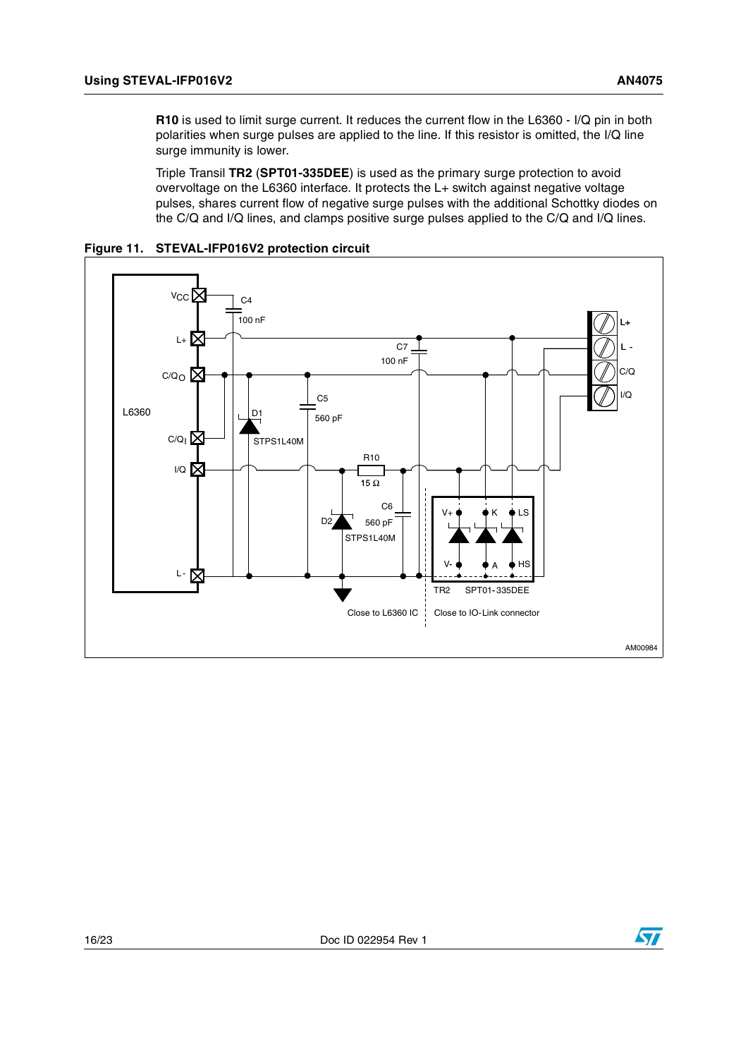**R10** is used to limit surge current. It reduces the current flow in the L6360 - I/Q pin in both polarities when surge pulses are applied to the line. If this resistor is omitted, the I/Q line surge immunity is lower.

Triple Transil **TR2** (**SPT01-335DEE**) is used as the primary surge protection to avoid overvoltage on the L6360 interface. It protects the L+ switch against negative voltage pulses, shares current flow of negative surge pulses with the additional Schottky diodes on the C/Q and I/Q lines, and clamps positive surge pulses applied to the C/Q and I/Q lines.

**Figure 11. STEVAL-IFP016V2 protection circuit**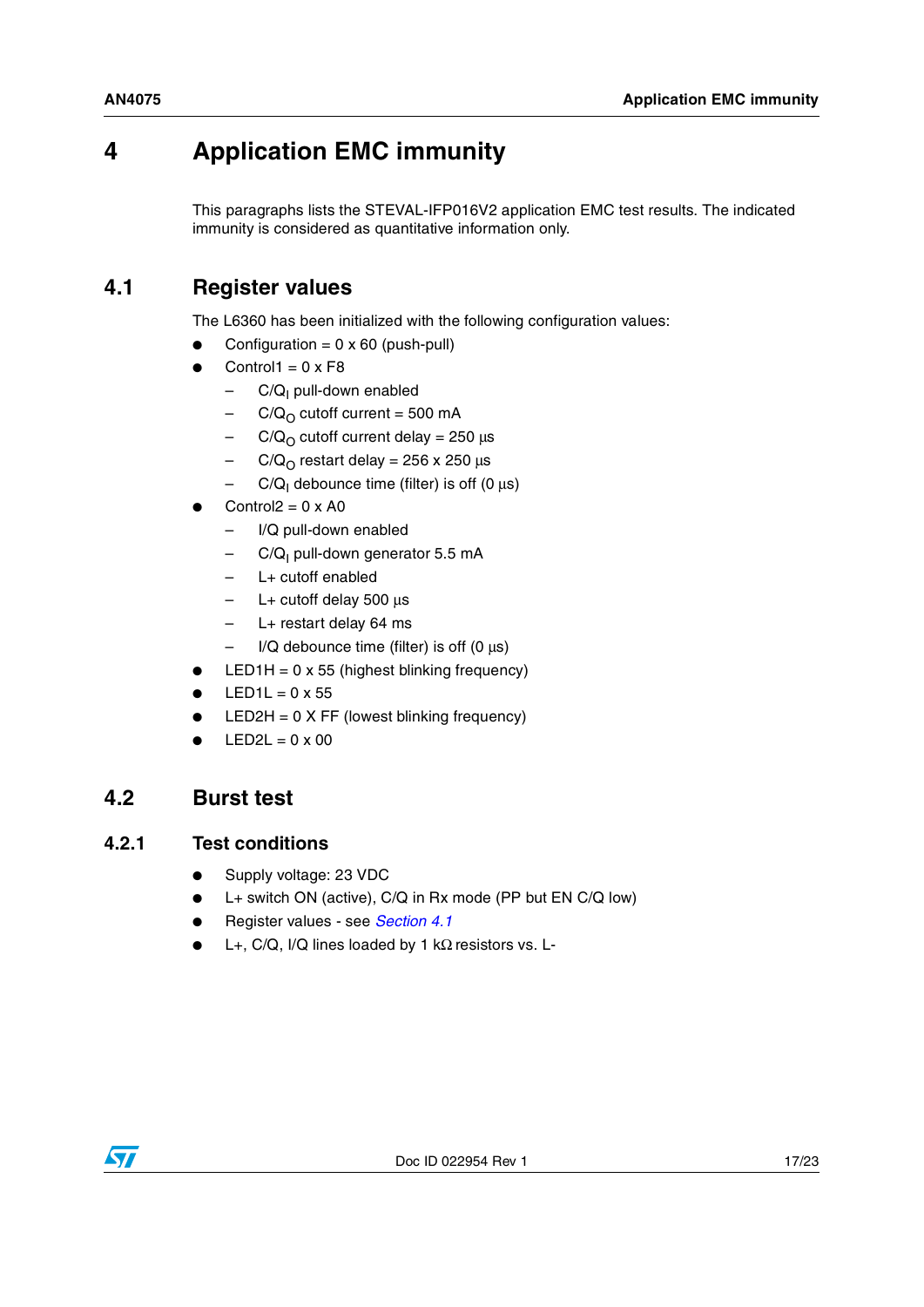# 4 Application EMC immunity

This paragraphs lists the STEVAL-IFP016V2 application EMC test results. The indicated immunity is considered as quantitative information only.

## 4.1 Register values

The L6360 has been initialized with the following configuration values:

- Configuration = 0 x 60 (push-pull)
- Control1 = 0 x F8
  - $C/Q_I$ pull-down enabled
  - $C/Q_O$ cutoff current = 500 mA
  - $C/Q_O$ cutoff current delay = 250 µs
  - $C/Q_O$ restart delay = 256 x 250 µs
  - $C/Q_I$ debounce time (filter) is off (0 µs)
- Control2 = 0 x A0
  - I/Q pull-down enabled
  - $C/Q_I$ pull-down generator 5.5 mA
  - L+ cutoff enabled
  - L+ cutoff delay 500 µs
  - L+ restart delay 64 ms
  - I/Q debounce time (filter) is off (0 µs)
- LED1H = 0 x 55 (highest blinking frequency)
- LED1L = 0 x 55
- LED2H = 0 X FF (lowest blinking frequency)
- LED2L = 0 x 00

## 4.2 Burst test

### 4.2.1 Test conditions

- Supply voltage: 23 VDC
- L+ switch ON (active), C/Q in Rx mode (PP but EN C/Q low)
- Register values - see *Section 4.1*
- L+, C/Q, I/Q lines loaded by 1 kΩ resistors vs. L-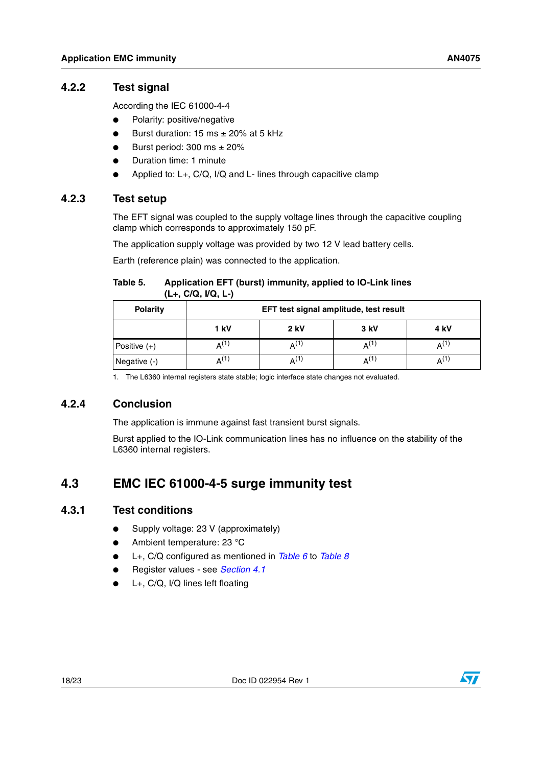### 4.2.2 Test signal

According the IEC 61000-4-4

- Polarity: positive/negative
- Burst duration: 15 ms ± 20% at 5 kHz
- Burst period: 300 ms ± 20%
- Duration time: 1 minute
- Applied to: L+, C/Q, I/Q and L- lines through capacitive clamp

### 4.2.3 Test setup

The EFT signal was coupled to the supply voltage lines through the capacitive coupling clamp which corresponds to approximately 150 pF.

The application supply voltage was provided by two 12 V lead battery cells.

Earth (reference plain) was connected to the application.

**Table 5. Application EFT (burst) immunity, applied to IO-Link lines (L+, C/Q, I/Q, L-)**

| Polarity | EFT test signal amplitude, test result | | | |
|---|---|---|---|---|
| | 1 kV | 2 kV | 3 kV | 4 kV |
| Positive (+) | A(1) | A(1) | A(1) | A(1) |
| Negative (-) | A(1) | A(1) | A(1) | A(1) |

1. The L6360 internal registers state stable; logic interface state changes not evaluated.

### 4.2.4 Conclusion

The application is immune against fast transient burst signals.

Burst applied to the IO-Link communication lines has no influence on the stability of the L6360 internal registers.

## 4.3 EMC IEC 61000-4-5 surge immunity test

### 4.3.1 Test conditions

- Supply voltage: 23 V (approximately)
- Ambient temperature: 23 °C
- L+, C/Q configured as mentioned in *Table 6* to *Table 8*
- Register values - see *Section 4.1*
- L+, C/Q, I/Q lines left floating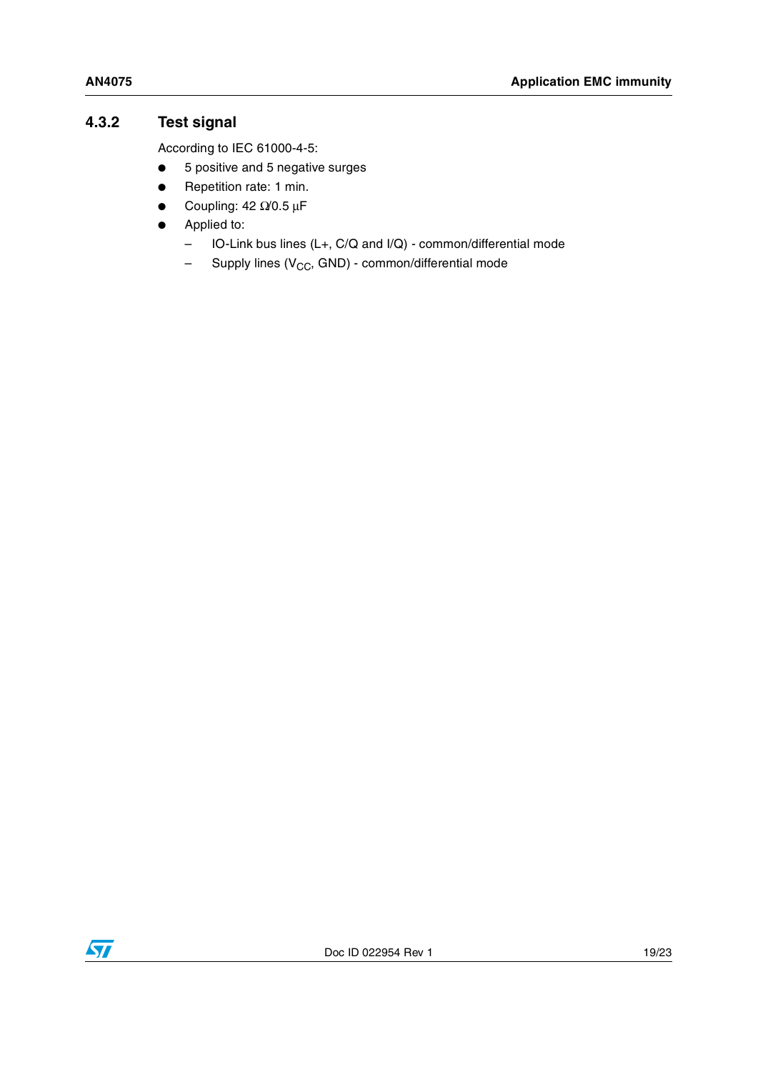### 4.3.2 Test signal

According to IEC 61000-4-5:

- 5 positive and 5 negative surges
- Repetition rate: 1 min.
- Coupling: 42 Ω/0.5 µF
- Applied to:
  - IO-Link bus lines (L+, C/Q and I/Q) - common/differential mode
  - Supply lines ($V_{CC}$, GND) - common/differential mode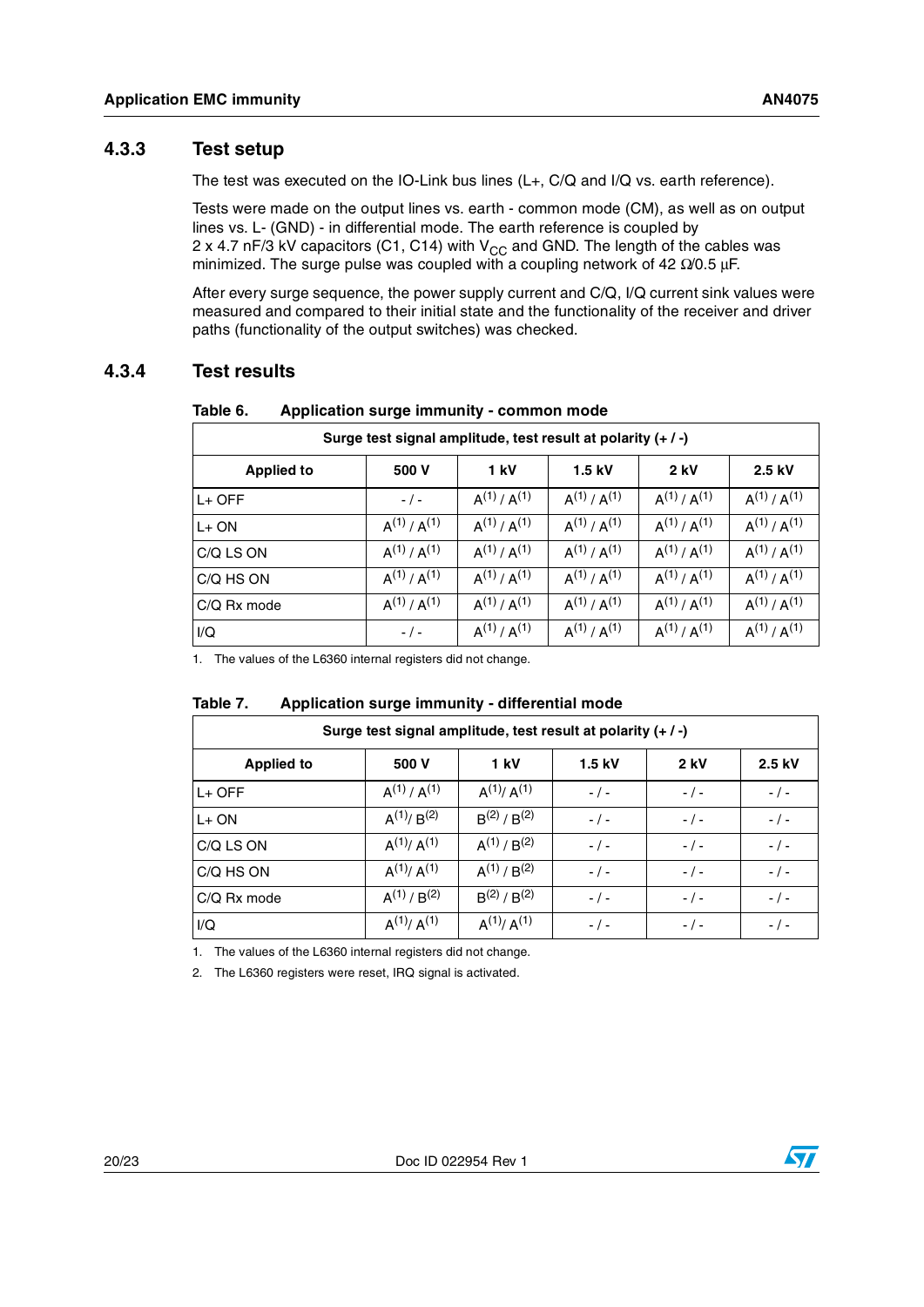### 4.3.3 Test setup

The test was executed on the IO-Link bus lines (L+, C/Q and I/Q vs. earth reference).

Tests were made on the output lines vs. earth - common mode (CM), as well as on output lines vs. L- (GND) - in differential mode. The earth reference is coupled by 2 x 4.7 nF/3 kV capacitors (C1, C14) with $V_{CC}$ and GND. The length of the cables was minimized. The surge pulse was coupled with a coupling network of 42 Ω/0.5 µF.

After every surge sequence, the power supply current and C/Q, I/Q current sink values were measured and compared to their initial state and the functionality of the receiver and driver paths (functionality of the output switches) was checked.

### 4.3.4 Test results

**Table 6. Application surge immunity - common mode**

| Surge test signal amplitude, test result at polarity (+ / -) | | | | | |
|---|---|---|---|---|---|
| **Applied to** | **500 V** | **1 kV** | **1.5 kV** | **2 kV** | **2.5 kV** |
| L+ OFF | - / - | A(1) / A(1) | A(1) / A(1) | A(1) / A(1) | A(1) / A(1) |
| L+ ON | A(1) / A(1) | A(1) / A(1) | A(1) / A(1) | A(1) / A(1) | A(1) / A(1) |
| C/Q LS ON | A(1) / A(1) | A(1) / A(1) | A(1) / A(1) | A(1) / A(1) | A(1) / A(1) |
| C/Q HS ON | A(1) / A(1) | A(1) / A(1) | A(1) / A(1) | A(1) / A(1) | A(1) / A(1) |
| C/Q Rx mode | A(1) / A(1) | A(1) / A(1) | A(1) / A(1) | A(1) / A(1) | A(1) / A(1) |
| I/Q | - / - | A(1) / A(1) | A(1) / A(1) | A(1) / A(1) | A(1) / A(1) |

1. The values of the L6360 internal registers did not change.

**Table 7. Application surge immunity - differential mode**

| Surge test signal amplitude, test result at polarity (+ / -) | | | | | |
|---|---|---|---|---|---|
| **Applied to** | **500 V** | **1 kV** | **1.5 kV** | **2 kV** | **2.5 kV** |
| L+ OFF | A(1) / A(1) | A(1)/ A(1) | - / - | - / - | - / - |
| L+ ON | A(1)/ B(2) | B(2) / B(2) | - / - | - / - | - / - |
| C/Q LS ON | A(1)/ A(1) | A(1) / B(2) | - / - | - / - | - / - |
| C/Q HS ON | A(1)/ A(1) | A(1) / B(2) | - / - | - / - | - / - |
| C/Q Rx mode | A(1) / B(2) | B(2) / B(2) | - / - | - / - | - / - |
| I/Q | A(1)/ A(1) | A(1)/ A(1) | - / - | - / - | - / - |

1. The values of the L6360 internal registers did not change.
2. The L6360 registers were reset, IRQ signal is activated.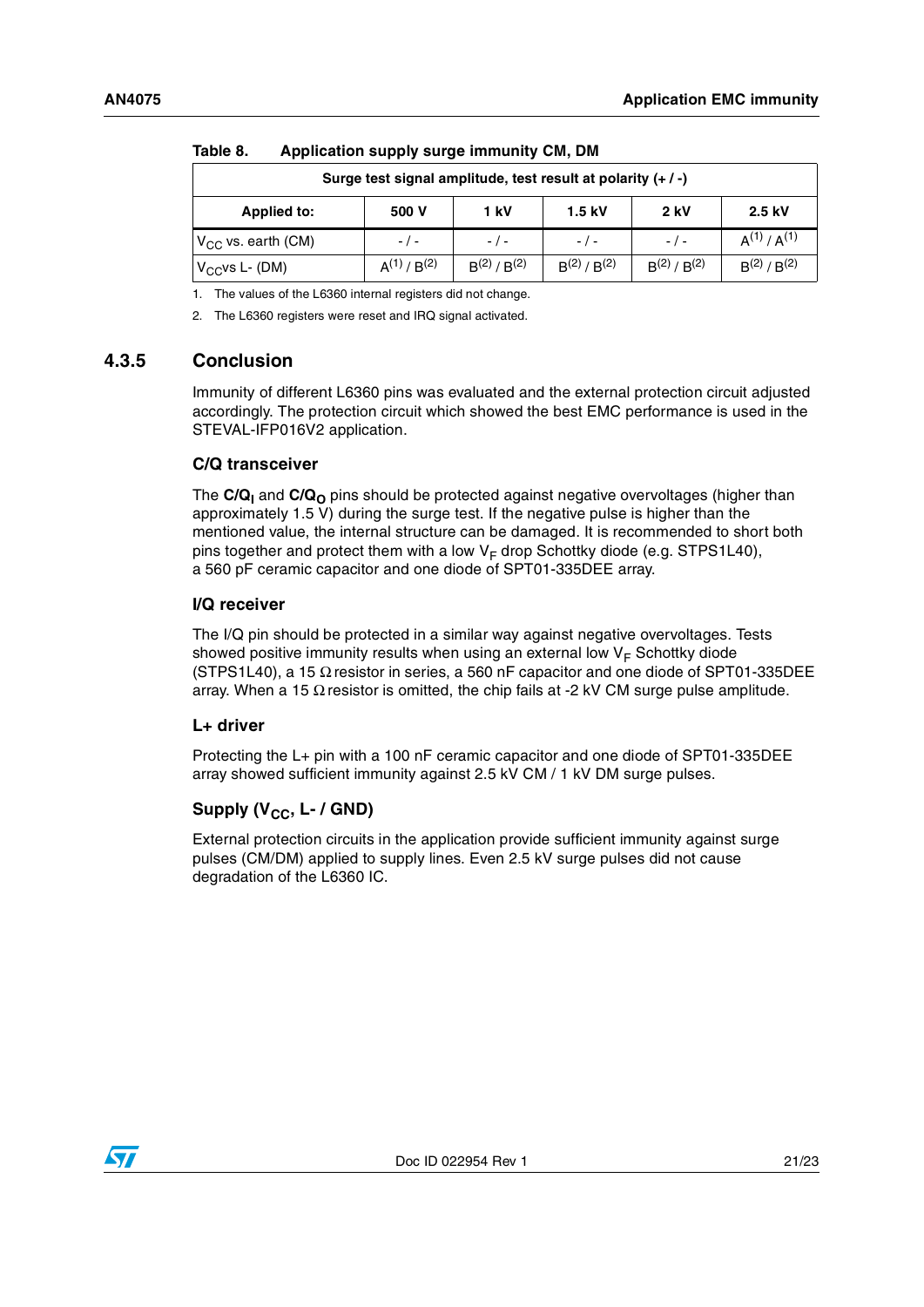Table 8. Application supply surge immunity CM, DM

| Surge test signal amplitude, test result at polarity (+ / -) | | | | | |
|---|---|---|---|---|---|
| Applied to: | 500 V | 1 kV | 1.5 kV | 2 kV | 2.5 kV |
| $V_{CC}$ vs. earth (CM) | - / - | - / - | - / - | - / - | A(1) / A(1) |
| $V_{CC}$ vs L- (DM) | A(1) / B(2) | B(2) / B(2) | B(2) / B(2) | B(2) / B(2) | B(2) / B(2) |

1. The values of the L6360 internal registers did not change.
2. The L6360 registers were reset and IRQ signal activated.

### 4.3.5 Conclusion

Immunity of different L6360 pins was evaluated and the external protection circuit adjusted accordingly. The protection circuit which showed the best EMC performance is used in the STEVAL-IFP016V2 application.

#### C/Q transceiver

The **C/Q$_I$** and **C/Q$_O$** pins should be protected against negative overvoltages (higher than approximately 1.5 V) during the surge test. If the negative pulse is higher than the mentioned value, the internal structure can be damaged. It is recommended to short both pins together and protect them with a low $V_F$ drop Schottky diode (e.g. STPS1L40), a 560 pF ceramic capacitor and one diode of SPT01-335DEE array.

#### I/Q receiver

The I/Q pin should be protected in a similar way against negative overvoltages. Tests showed positive immunity results when using an external low $V_F$ Schottky diode (STPS1L40), a 15 Ω resistor in series, a 560 nF capacitor and one diode of SPT01-335DEE array. When a 15 Ω resistor is omitted, the chip fails at -2 kV CM surge pulse amplitude.

#### L+ driver

Protecting the L+ pin with a 100 nF ceramic capacitor and one diode of SPT01-335DEE array showed sufficient immunity against 2.5 kV CM / 1 kV DM surge pulses.

#### Supply ($V_{CC}$, L- / GND)

External protection circuits in the application provide sufficient immunity against surge pulses (CM/DM) applied to supply lines. Even 2.5 kV surge pulses did not cause degradation of the L6360 IC.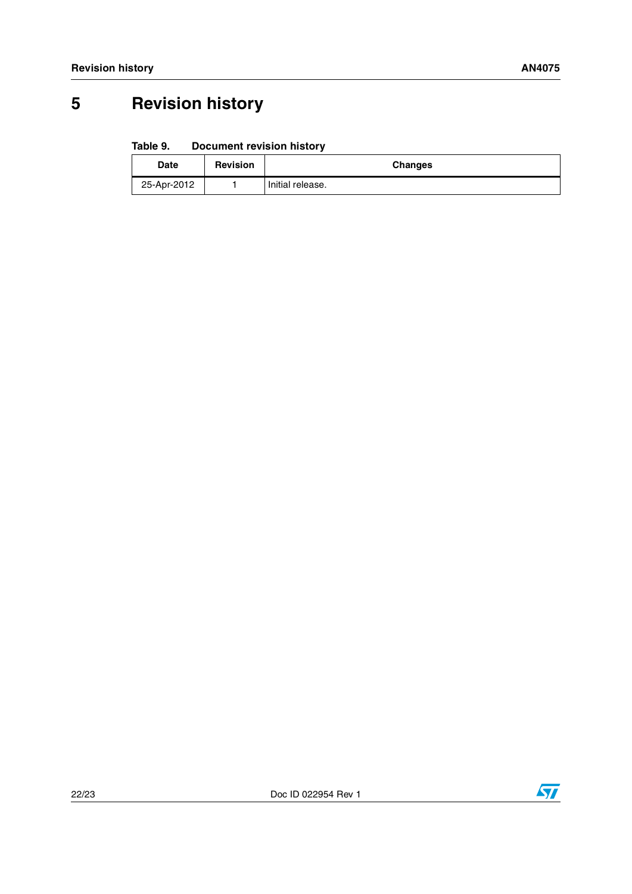# 5 Revision history

**Table 9. Document revision history**

| Date | Revision | Changes |
|---|---|---|
| 25-Apr-2012 | 1 | Initial release. |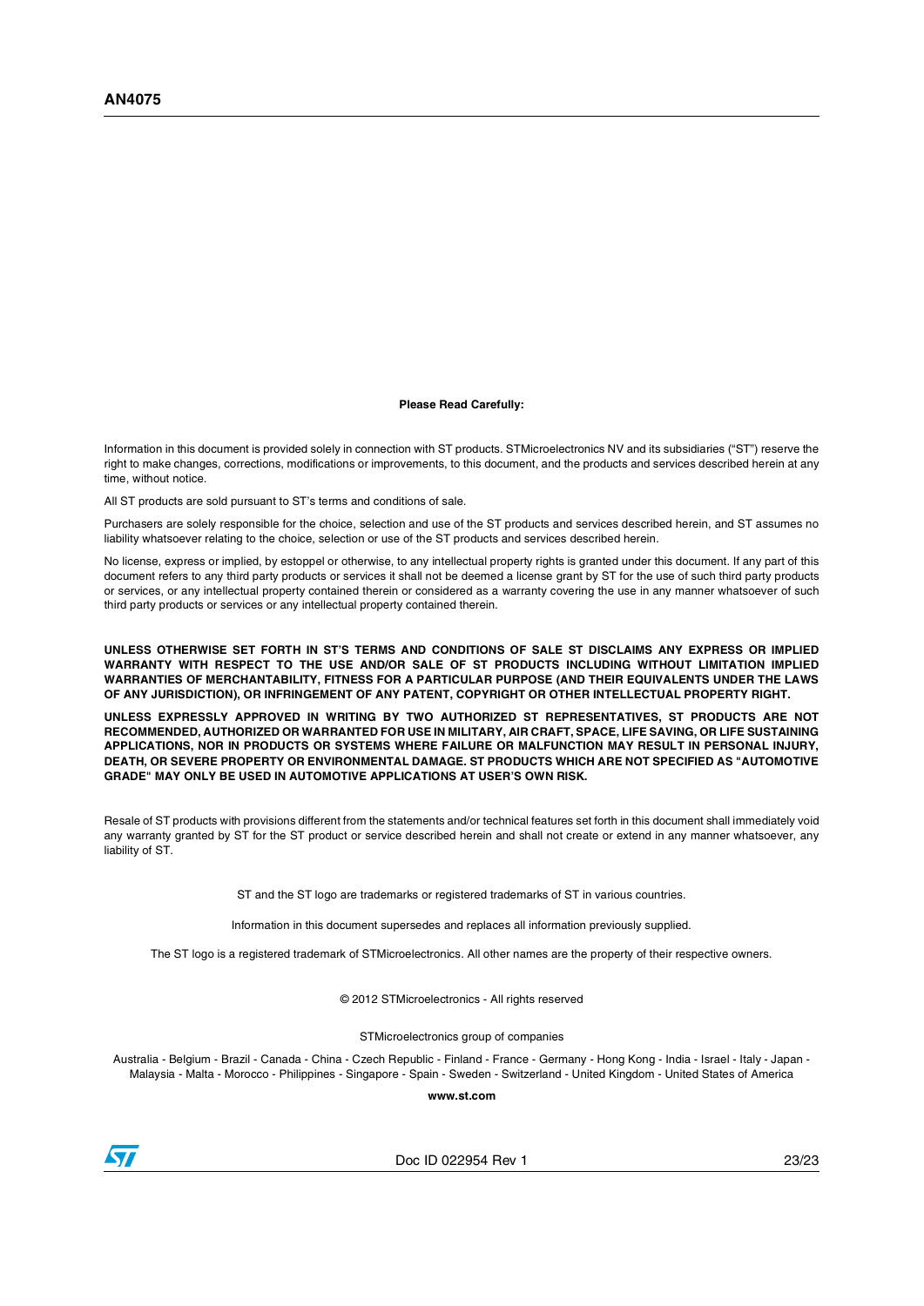**Please Read Carefully:**

Information in this document is provided solely in connection with ST products. STMicroelectronics NV and its subsidiaries (“ST”) reserve the right to make changes, corrections, modifications or improvements, to this document, and the products and services described herein at any time, without notice.

All ST products are sold pursuant to ST’s terms and conditions of sale.

Purchasers are solely responsible for the choice, selection and use of the ST products and services described herein, and ST assumes no liability whatsoever relating to the choice, selection or use of the ST products and services described herein.

No license, express or implied, by estoppel or otherwise, to any intellectual property rights is granted under this document. If any part of this document refers to any third party products or services it shall not be deemed a license grant by ST for the use of such third party products or services, or any intellectual property contained therein or considered as a warranty covering the use in any manner whatsoever of such third party products or services or any intellectual property contained therein.

**UNLESS OTHERWISE SET FORTH IN ST’S TERMS AND CONDITIONS OF SALE ST DISCLAIMS ANY EXPRESS OR IMPLIED WARRANTY WITH RESPECT TO THE USE AND/OR SALE OF ST PRODUCTS INCLUDING WITHOUT LIMITATION IMPLIED WARRANTIES OF MERCHANTABILITY, FITNESS FOR A PARTICULAR PURPOSE (AND THEIR EQUIVALENTS UNDER THE LAWS OF ANY JURISDICTION), OR INFRINGEMENT OF ANY PATENT, COPYRIGHT OR OTHER INTELLECTUAL PROPERTY RIGHT.**

**UNLESS EXPRESSLY APPROVED IN WRITING BY TWO AUTHORIZED ST REPRESENTATIVES, ST PRODUCTS ARE NOT RECOMMENDED, AUTHORIZED OR WARRANTED FOR USE IN MILITARY, AIR CRAFT, SPACE, LIFE SAVING, OR LIFE SUSTAINING APPLICATIONS, NOR IN PRODUCTS OR SYSTEMS WHERE FAILURE OR MALFUNCTION MAY RESULT IN PERSONAL INJURY, DEATH, OR SEVERE PROPERTY OR ENVIRONMENTAL DAMAGE. ST PRODUCTS WHICH ARE NOT SPECIFIED AS "AUTOMOTIVE GRADE" MAY ONLY BE USED IN AUTOMOTIVE APPLICATIONS AT USER’S OWN RISK.**

Resale of ST products with provisions different from the statements and/or technical features set forth in this document shall immediately void any warranty granted by ST for the ST product or service described herein and shall not create or extend in any manner whatsoever, any liability of ST.

ST and the ST logo are trademarks or registered trademarks of ST in various countries.

Information in this document supersedes and replaces all information previously supplied.

The ST logo is a registered trademark of STMicroelectronics. All other names are the property of their respective owners.

© 2012 STMicroelectronics - All rights reserved

STMicroelectronics group of companies

Australia - Belgium - Brazil - Canada - China - Czech Republic - Finland - France - Germany - Hong Kong - India - Israel - Italy - Japan - Malaysia - Malta - Morocco - Philippines - Singapore - Spain - Sweden - Switzerland - United Kingdom - United States of America

**www.st.com**